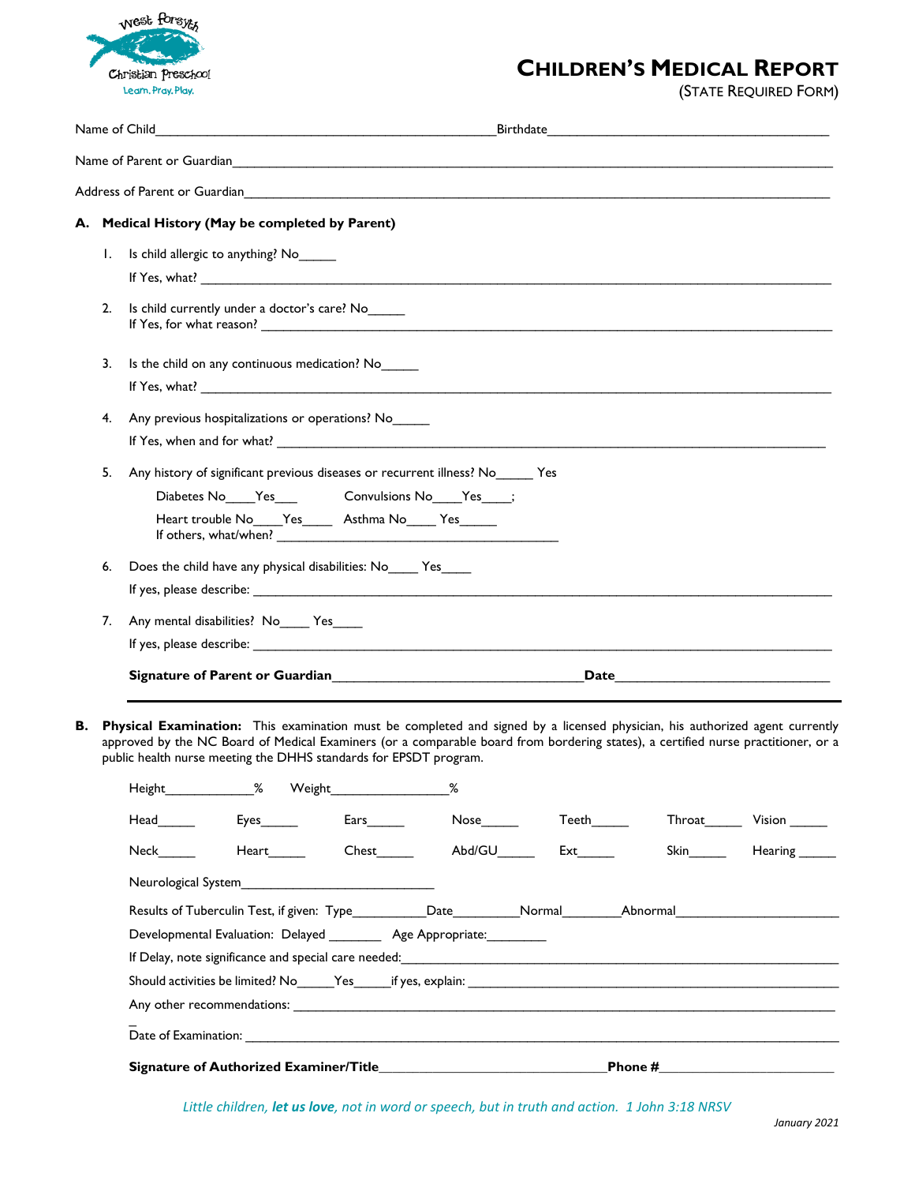West Forsyth Christian Preschool
Learn. Pray. Play.

# CHILDREN'S MEDICAL REPORT

(STATE REQUIRED FORM)

Name of Child_______________________________________________Birthdate______________________________________

Name of Parent or Guardian_________________________________________________________________________________

Address of Parent or Guardian_______________________________________________________________________________

## A. Medical History (May be completed by Parent)

1. Is child allergic to anything? No_____
   If Yes, what? ______________________________________________________________________________

2. Is child currently under a doctor's care? No_____
   If Yes, for what reason? _____________________________________________________________________

3. Is the child on any continuous medication? No_____
   If Yes, what? ______________________________________________________________________________

4. Any previous hospitalizations or operations? No_____
   If Yes, when and for what? ___________________________________________________________________

5. Any history of significant previous diseases or recurrent illness? No_____ Yes
   Diabetes No____Yes___  Convulsions No____Yes____;
   Heart trouble No____Yes____  Asthma No____ Yes_____
   If others, what/when? _________________________________________

6. Does the child have any physical disabilities: No____ Yes____
   If yes, please describe: _______________________________________________________________________

7. Any mental disabilities? No____ Yes____
   If yes, please describe: _______________________________________________________________________

**Signature of Parent or Guardian**_________________________________**Date**_____________________________

---

## B. Physical Examination:

**B. Physical Examination:** This examination must be completed and signed by a licensed physician, his authorized agent currently approved by the NC Board of Medical Examiners (or a comparable board from bordering states), a certified nurse practitioner, or a public health nurse meeting the DHHS standards for EPSDT program.

Height____________% Weight________________%

Head_____ Eyes_____ Ears_____ Nose_____ Teeth_____ Throat_____ Vision _____

Neck_____ Heart_____ Chest_____ Abd/GU_____ Ext_____ Skin_____ Hearing _____

Neurological System__________________________

Results of Tuberculin Test, if given: Type__________Date_________Normal________Abnormal______________________

Developmental Evaluation: Delayed _______ Age Appropriate:________

If Delay, note significance and special care needed:_______________________________________________________

Should activities be limited? No_____Yes_____if yes, explain: _______________________________________________

Any other recommendations: __________________________________________________________________________

Date of Examination: _______________________________________________________________________________

**Signature of Authorized Examiner/Title**_______________________________**Phone #**________________________

*Little children, **let us love**, not in word or speech, but in truth and action. 1 John 3:18 NRSV*

*January 2021*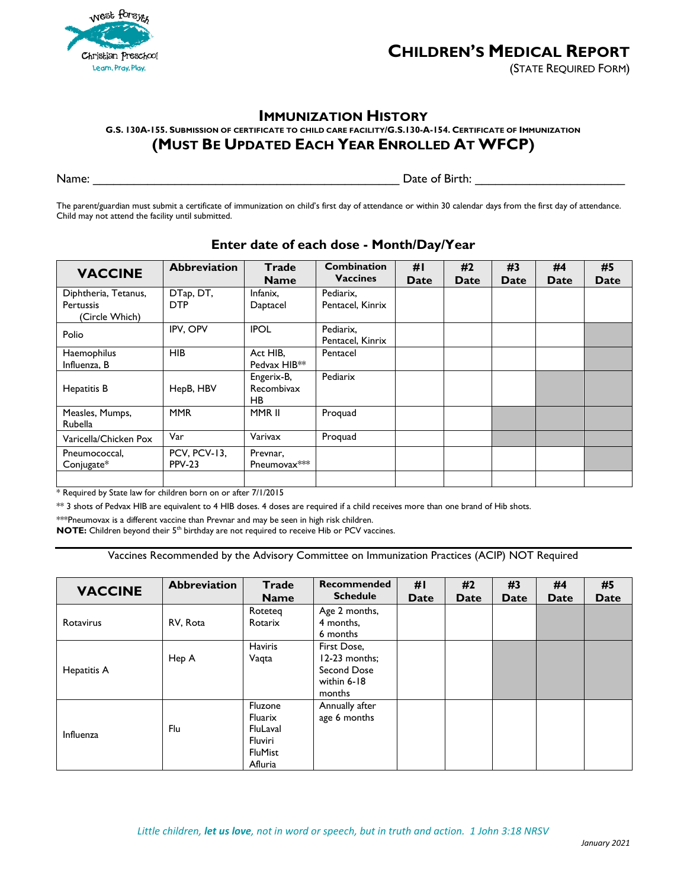West Forsyth Christian Preschool
Learn. Pray. Play.

# CHILDREN'S MEDICAL REPORT

(STATE REQUIRED FORM)

## IMMUNIZATION HISTORY

**G.S. 130A-155. SUBMISSION OF CERTIFICATE TO CHILD CARE FACILITY/G.S.130-A-154. CERTIFICATE OF IMMUNIZATION**

## (MUST BE UPDATED EACH YEAR ENROLLED AT WFCP)

Name: ______________________________________________ Date of Birth: ______________________

The parent/guardian must submit a certificate of immunization on child's first day of attendance or within 30 calendar days from the first day of attendance. Child may not attend the facility until submitted.

### Enter date of each dose - Month/Day/Year

| VACCINE | Abbreviation | Trade Name | Combination Vaccines | #1 Date | #2 Date | #3 Date | #4 Date | #5 Date |
|---|---|---|---|---|---|---|---|---|
| Diphtheria, Tetanus, Pertussis (Circle Which) | DTap, DT, DTP | Infanix, Daptacel | Pediarix, Pentacel, Kinrix | | | | | |
| Polio | IPV, OPV | IPOL | Pediarix, Pentacel, Kinrix | | | | | |
| Haemophilus Influenza, B | HIB | Act HIB, Pedvax HIB** | Pentacel | | | | | |
| Hepatitis B | HepB, HBV | Engerix-B, Recombivax HB | Pediarix | | | | | |
| Measles, Mumps, Rubella | MMR | MMR II | Proquad | | | | | |
| Varicella/Chicken Pox | Var | Varivax | Proquad | | | | | |
| Pneumococcal, Conjugate* | PCV, PCV-13, PPV-23 | Prevnar, Pneumovax*** | | | | | | |
| | | | | | | | | |

\* Required by State law for children born on or after 7/1/2015

** 3 shots of Pedvax HIB are equivalent to 4 HIB doses. 4 doses are required if a child receives more than one brand of Hib shots.

***Pneumovax is a different vaccine than Prevnar and may be seen in high risk children.

**NOTE:** Children beyond their 5th birthday are not required to receive Hib or PCV vaccines.

---

Vaccines Recommended by the Advisory Committee on Immunization Practices (ACIP) NOT Required

| VACCINE | Abbreviation | Trade Name | Recommended Schedule | #1 Date | #2 Date | #3 Date | #4 Date | #5 Date |
|---|---|---|---|---|---|---|---|---|
| Rotavirus | RV, Rota | Roteteq Rotarix | Age 2 months, 4 months, 6 months | | | | | |
| Hepatitis A | Hep A | Haviris Vaqta | First Dose, 12-23 months; Second Dose within 6-18 months | | | | | |
| Influenza | Flu | Fluzone Fluarix FluLaval Fluviri FluMist Afluria | Annually after age 6 months | | | | | |

*Little children, **let us love**, not in word or speech, but in truth and action. 1 John 3:18 NRSV*

*January 2021*